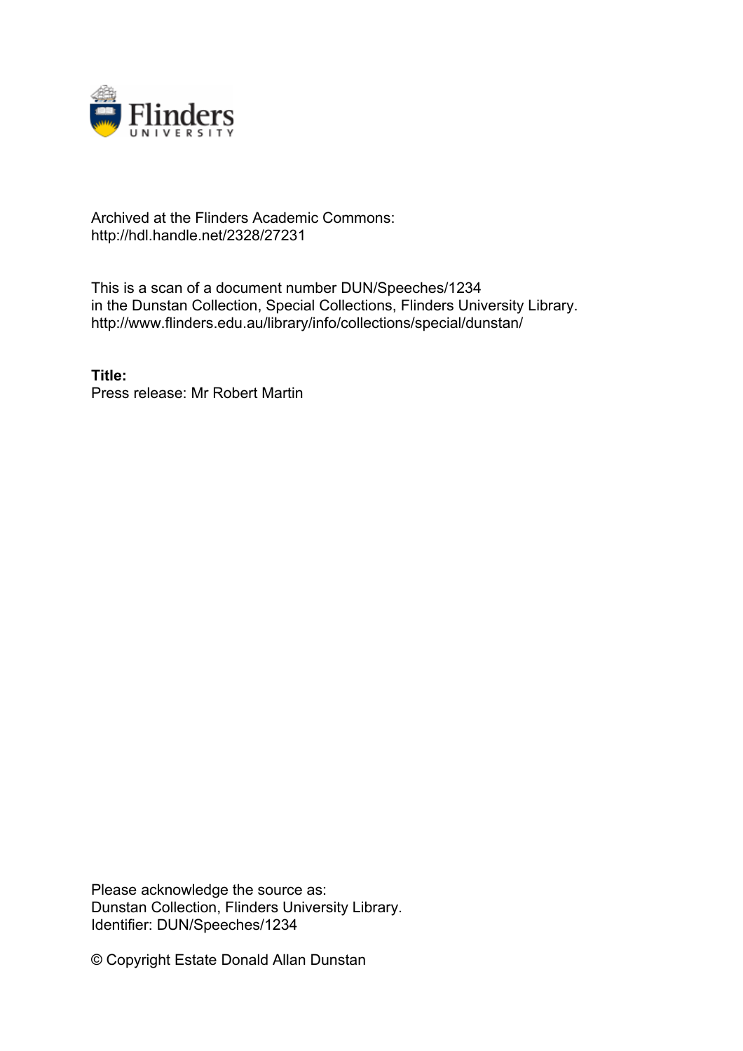Archived at the Flinders Academic Commons:
http://hdl.handle.net/2328/27231

This is a scan of a document number DUN/Speeches/1234
in the Dunstan Collection, Special Collections, Flinders University Library.
http://www.flinders.edu.au/library/info/collections/special/dunstan/

**Title:**
Press release: Mr Robert Martin

Please acknowledge the source as:
Dunstan Collection, Flinders University Library.
Identifier: DUN/Speeches/1234

© Copyright Estate Donald Allan Dunstan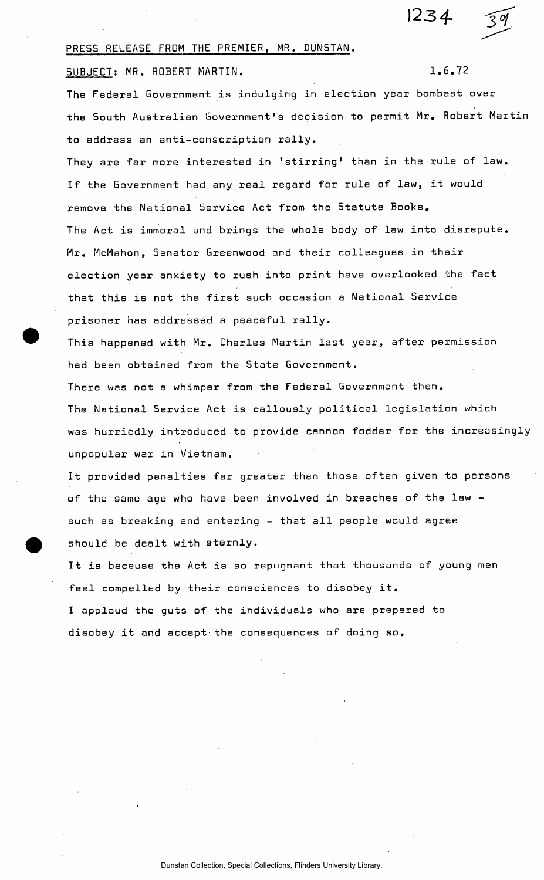1234 39

PRESS RELEASE FROM THE PREMIER, MR. DUNSTAN.

SUBJECT: MR. ROBERT MARTIN. 1.6.72

The Federal Government is indulging in election year bombast over the South Australian Government's decision to permit Mr. Robert Martin to address an anti-conscription rally.

They are far more interested in 'stirring' than in the rule of law.

If the Government had any real regard for rule of law, it would remove the National Service Act from the Statute Books.

The Act is immoral and brings the whole body of law into disrepute.

Mr. McMahon, Senator Greenwood and their colleagues in their election year anxiety to rush into print have overlooked the fact that this is not the first such occasion a National Service prisoner has addressed a peaceful rally.

This happened with Mr. Charles Martin last year, after permission had been obtained from the State Government.

There was not a whimper from the Federal Government then.

The National Service Act is callously political legislation which was hurriedly introduced to provide cannon fodder for the increasingly unpopular war in Vietnam.

It provided penalties far greater than those often given to persons of the same age who have been involved in breaches of the law - such as breaking and entering - that all people would agree should be dealt with sternly.

It is because the Act is so repugnant that thousands of young men feel compelled by their consciences to disobey it.

I applaud the guts of the individuals who are prepared to disobey it and accept the consequences of doing so.